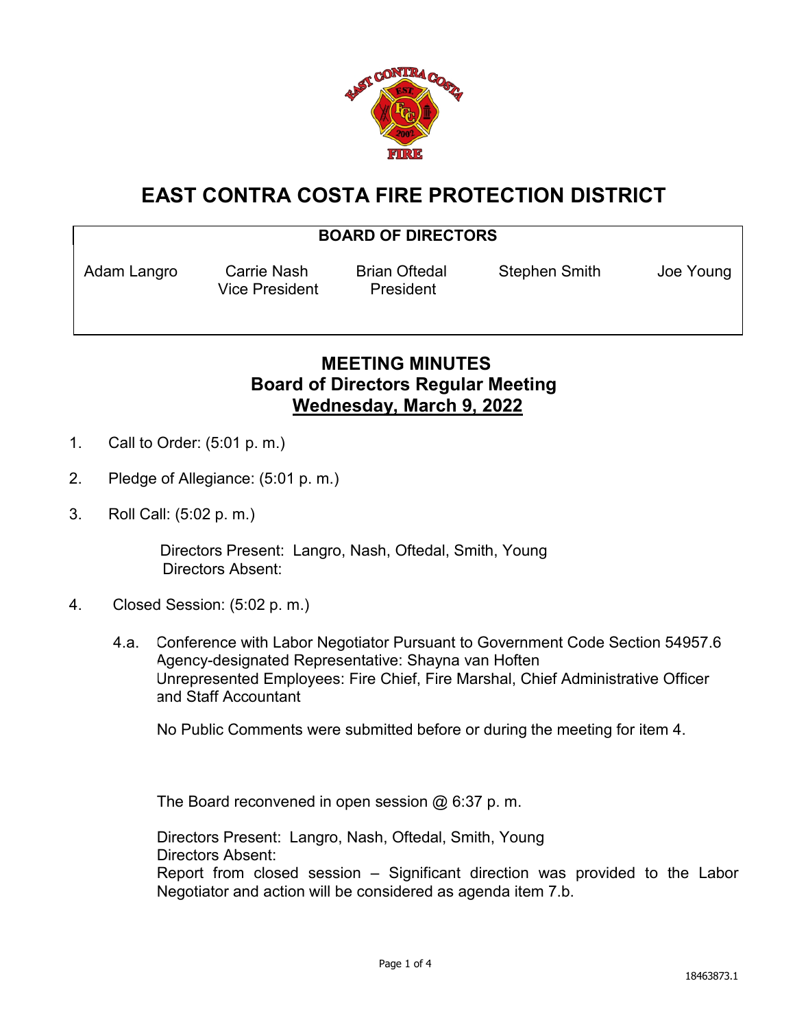# EAST CONTRA COSTA FIRE PROTECTION DISTRICT

## BOARD OF DIRECTORS

| Adam Langro | Carrie Nash<br>Vice President | Brian Oftedal<br>President | Stephen Smith | Joe Young |
|---|---|---|---|---|

## MEETING MINUTES
## Board of Directors Regular Meeting
## Wednesday, March 9, 2022

1. Call to Order: (5:01 p. m.)

2. Pledge of Allegiance: (5:01 p. m.)

3. Roll Call: (5:02 p. m.)

   Directors Present: Langro, Nash, Oftedal, Smith, Young
   Directors Absent:

4. Closed Session: (5:02 p. m.)

   4.a. Conference with Labor Negotiator Pursuant to Government Code Section 54957.6
   Agency-designated Representative: Shayna van Hoften
   Unrepresented Employees: Fire Chief, Fire Marshal, Chief Administrative Officer and Staff Accountant

   No Public Comments were submitted before or during the meeting for item 4.

   The Board reconvened in open session @ 6:37 p. m.

   Directors Present: Langro, Nash, Oftedal, Smith, Young
   Directors Absent:
   Report from closed session – Significant direction was provided to the Labor Negotiator and action will be considered as agenda item 7.b.

18463873.1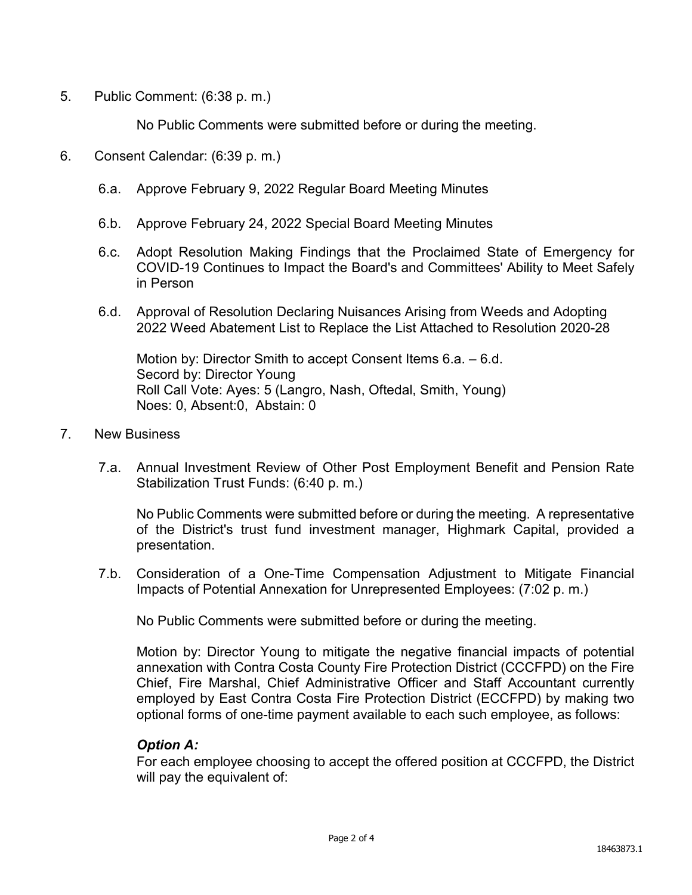5. Public Comment: (6:38 p. m.)

   No Public Comments were submitted before or during the meeting.

6. Consent Calendar: (6:39 p. m.)

   6.a. Approve February 9, 2022 Regular Board Meeting Minutes

   6.b. Approve February 24, 2022 Special Board Meeting Minutes

   6.c. Adopt Resolution Making Findings that the Proclaimed State of Emergency for COVID-19 Continues to Impact the Board's and Committees' Ability to Meet Safely in Person

   6.d. Approval of Resolution Declaring Nuisances Arising from Weeds and Adopting 2022 Weed Abatement List to Replace the List Attached to Resolution 2020-28

   Motion by: Director Smith to accept Consent Items 6.a. – 6.d.
   Secord by: Director Young
   Roll Call Vote: Ayes: 5 (Langro, Nash, Oftedal, Smith, Young)
   Noes: 0, Absent:0, Abstain: 0

7. New Business

   7.a. Annual Investment Review of Other Post Employment Benefit and Pension Rate Stabilization Trust Funds: (6:40 p. m.)

   No Public Comments were submitted before or during the meeting. A representative of the District's trust fund investment manager, Highmark Capital, provided a presentation.

   7.b. Consideration of a One-Time Compensation Adjustment to Mitigate Financial Impacts of Potential Annexation for Unrepresented Employees: (7:02 p. m.)

   No Public Comments were submitted before or during the meeting.

   Motion by: Director Young to mitigate the negative financial impacts of potential annexation with Contra Costa County Fire Protection District (CCCFPD) on the Fire Chief, Fire Marshal, Chief Administrative Officer and Staff Accountant currently employed by East Contra Costa Fire Protection District (ECCFPD) by making two optional forms of one-time payment available to each such employee, as follows:

   ***Option A:***
   For each employee choosing to accept the offered position at CCCFPD, the District will pay the equivalent of: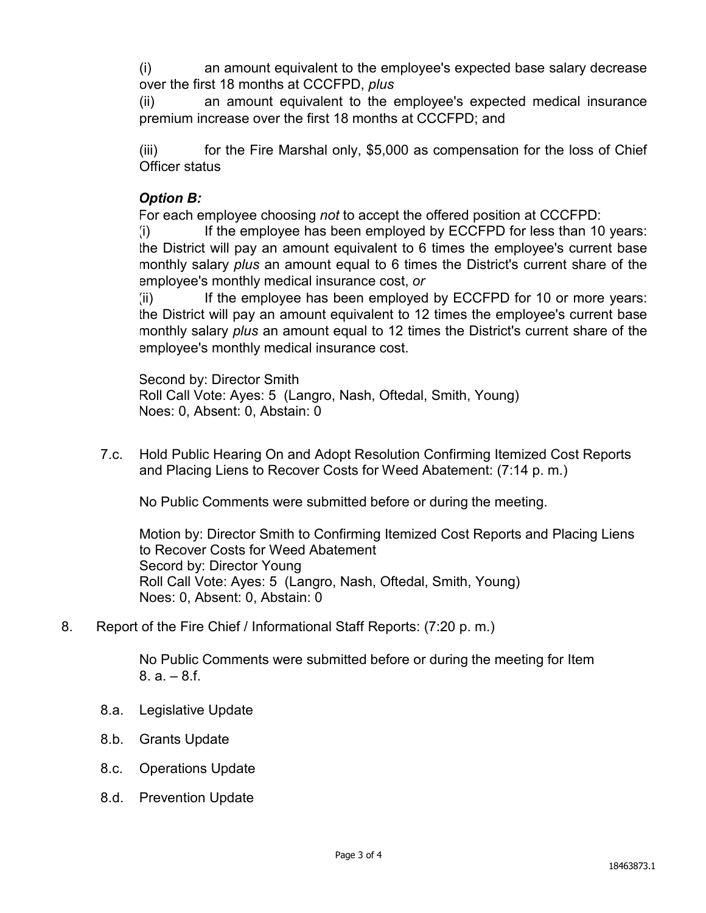(i) an amount equivalent to the employee's expected base salary decrease over the first 18 months at CCCFPD, *plus*

(ii) an amount equivalent to the employee's expected medical insurance premium increase over the first 18 months at CCCFPD; and

(iii) for the Fire Marshal only, $5,000 as compensation for the loss of Chief Officer status

***Option B:***

For each employee choosing *not* to accept the offered position at CCCFPD:

(i) If the employee has been employed by ECCFPD for less than 10 years: the District will pay an amount equivalent to 6 times the employee's current base monthly salary *plus* an amount equal to 6 times the District's current share of the employee's monthly medical insurance cost, *or*

(ii) If the employee has been employed by ECCFPD for 10 or more years: the District will pay an amount equivalent to 12 times the employee's current base monthly salary *plus* an amount equal to 12 times the District's current share of the employee's monthly medical insurance cost.

Second by: Director Smith
Roll Call Vote: Ayes: 5 (Langro, Nash, Oftedal, Smith, Young)
Noes: 0, Absent: 0, Abstain: 0

7.c. Hold Public Hearing On and Adopt Resolution Confirming Itemized Cost Reports and Placing Liens to Recover Costs for Weed Abatement: (7:14 p. m.)

No Public Comments were submitted before or during the meeting.

Motion by: Director Smith to Confirming Itemized Cost Reports and Placing Liens to Recover Costs for Weed Abatement
Secord by: Director Young
Roll Call Vote: Ayes: 5 (Langro, Nash, Oftedal, Smith, Young)
Noes: 0, Absent: 0, Abstain: 0

8. Report of the Fire Chief / Informational Staff Reports: (7:20 p. m.)

No Public Comments were submitted before or during the meeting for Item 8. a. – 8.f.

8.a. Legislative Update

8.b. Grants Update

8.c. Operations Update

8.d. Prevention Update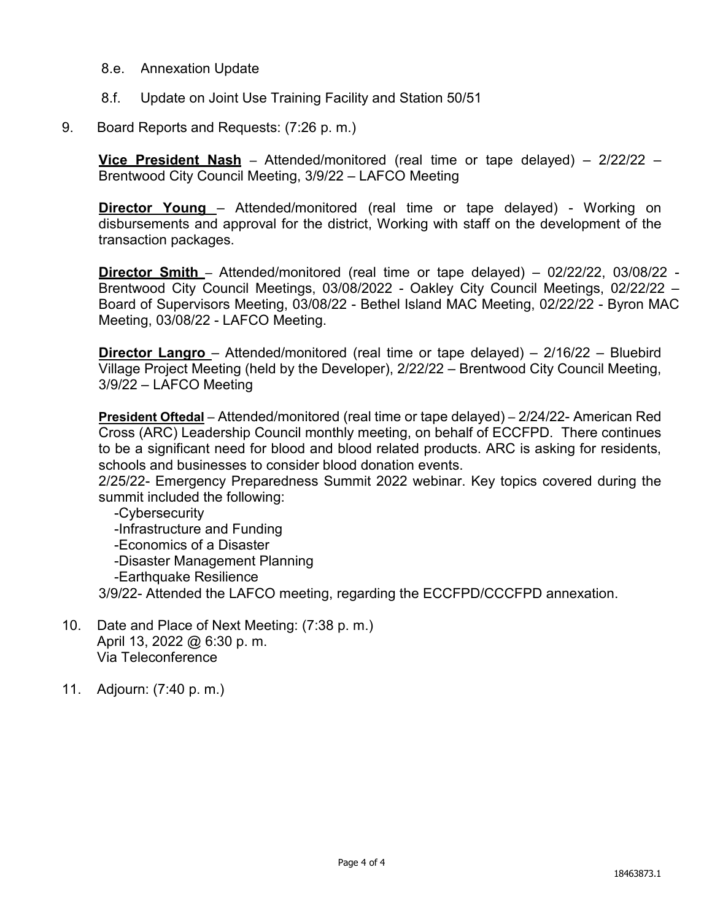8.e. Annexation Update

8.f. Update on Joint Use Training Facility and Station 50/51

9. Board Reports and Requests: (7:26 p. m.)

   **Vice President Nash** – Attended/monitored (real time or tape delayed) – 2/22/22 – Brentwood City Council Meeting, 3/9/22 – LAFCO Meeting

   **Director Young** – Attended/monitored (real time or tape delayed) - Working on disbursements and approval for the district, Working with staff on the development of the transaction packages.

   **Director Smith** – Attended/monitored (real time or tape delayed) – 02/22/22, 03/08/22 - Brentwood City Council Meetings, 03/08/2022 - Oakley City Council Meetings, 02/22/22 – Board of Supervisors Meeting, 03/08/22 - Bethel Island MAC Meeting, 02/22/22 - Byron MAC Meeting, 03/08/22 - LAFCO Meeting.

   **Director Langro** – Attended/monitored (real time or tape delayed) – 2/16/22 – Bluebird Village Project Meeting (held by the Developer), 2/22/22 – Brentwood City Council Meeting, 3/9/22 – LAFCO Meeting

   **President Oftedal** – Attended/monitored (real time or tape delayed) – 2/24/22- American Red Cross (ARC) Leadership Council monthly meeting, on behalf of ECCFPD. There continues to be a significant need for blood and blood related products. ARC is asking for residents, schools and businesses to consider blood donation events.
   2/25/22- Emergency Preparedness Summit 2022 webinar. Key topics covered during the summit included the following:
   -Cybersecurity
   -Infrastructure and Funding
   -Economics of a Disaster
   -Disaster Management Planning
   -Earthquake Resilience
   3/9/22- Attended the LAFCO meeting, regarding the ECCFPD/CCCFPD annexation.

10. Date and Place of Next Meeting: (7:38 p. m.)
    April 13, 2022 @ 6:30 p. m.
    Via Teleconference

11. Adjourn: (7:40 p. m.)

18463873.1